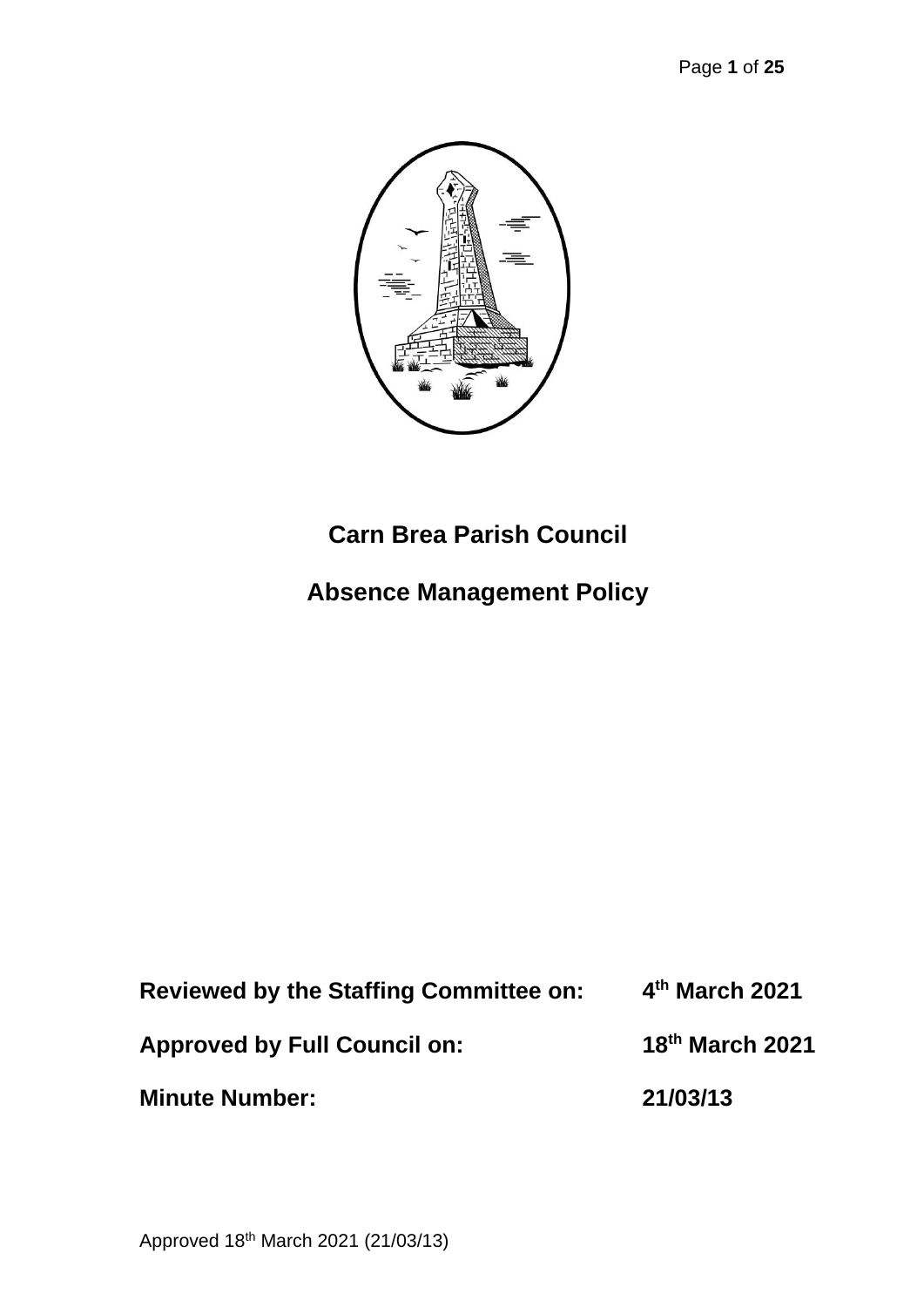# Carn Brea Parish Council

## Absence Management Policy

**Reviewed by the Staffing Committee on:** **4th March 2021**

**Approved by Full Council on:** **18th March 2021**

**Minute Number:** **21/03/13**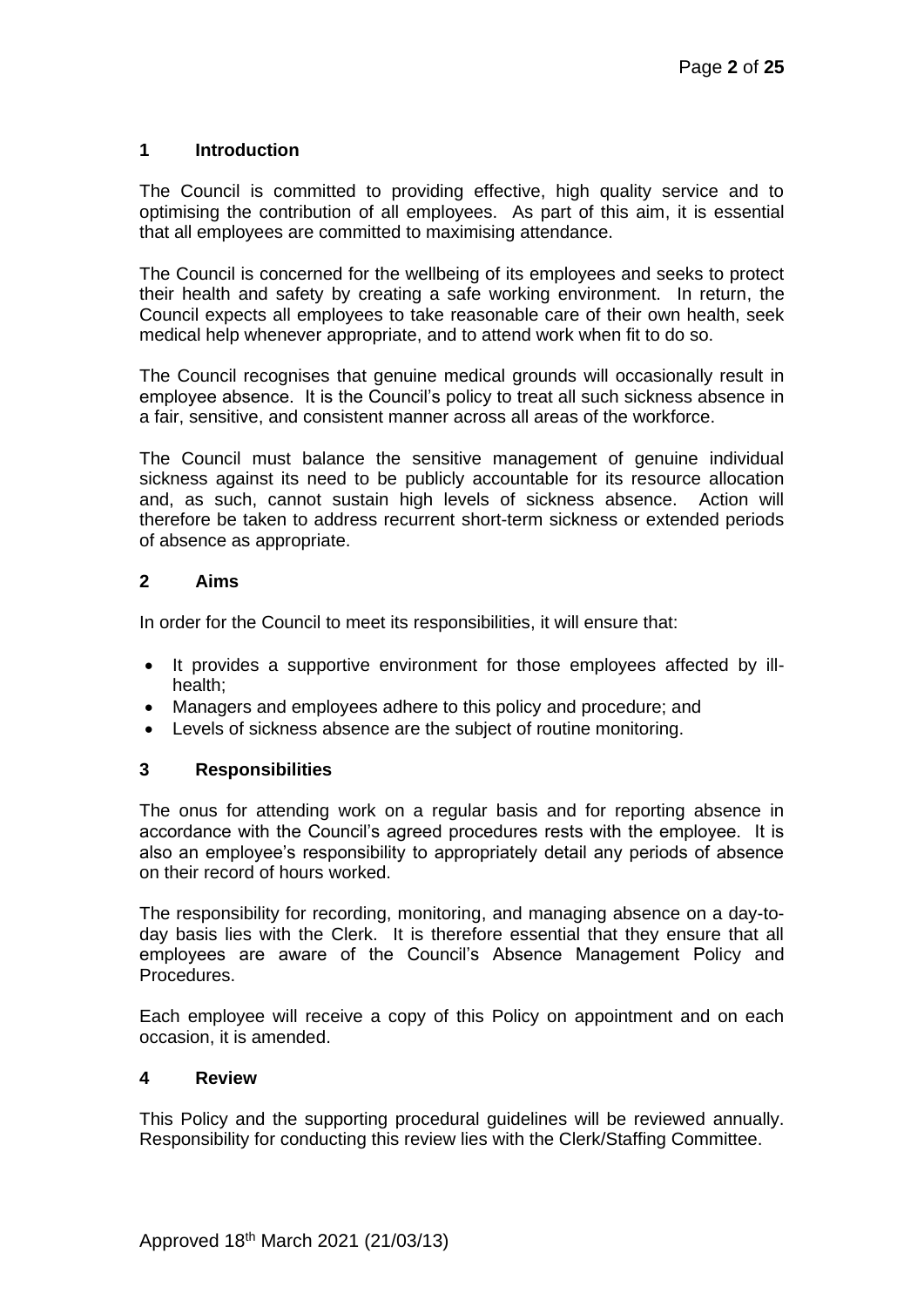## 1 Introduction

The Council is committed to providing effective, high quality service and to optimising the contribution of all employees. As part of this aim, it is essential that all employees are committed to maximising attendance.

The Council is concerned for the wellbeing of its employees and seeks to protect their health and safety by creating a safe working environment. In return, the Council expects all employees to take reasonable care of their own health, seek medical help whenever appropriate, and to attend work when fit to do so.

The Council recognises that genuine medical grounds will occasionally result in employee absence. It is the Council's policy to treat all such sickness absence in a fair, sensitive, and consistent manner across all areas of the workforce.

The Council must balance the sensitive management of genuine individual sickness against its need to be publicly accountable for its resource allocation and, as such, cannot sustain high levels of sickness absence. Action will therefore be taken to address recurrent short-term sickness or extended periods of absence as appropriate.

## 2 Aims

In order for the Council to meet its responsibilities, it will ensure that:

- It provides a supportive environment for those employees affected by ill-health;
- Managers and employees adhere to this policy and procedure; and
- Levels of sickness absence are the subject of routine monitoring.

## 3 Responsibilities

The onus for attending work on a regular basis and for reporting absence in accordance with the Council's agreed procedures rests with the employee. It is also an employee's responsibility to appropriately detail any periods of absence on their record of hours worked.

The responsibility for recording, monitoring, and managing absence on a day-to-day basis lies with the Clerk. It is therefore essential that they ensure that all employees are aware of the Council's Absence Management Policy and Procedures.

Each employee will receive a copy of this Policy on appointment and on each occasion, it is amended.

## 4 Review

This Policy and the supporting procedural guidelines will be reviewed annually. Responsibility for conducting this review lies with the Clerk/Staffing Committee.

Approved 18th March 2021 (21/03/13)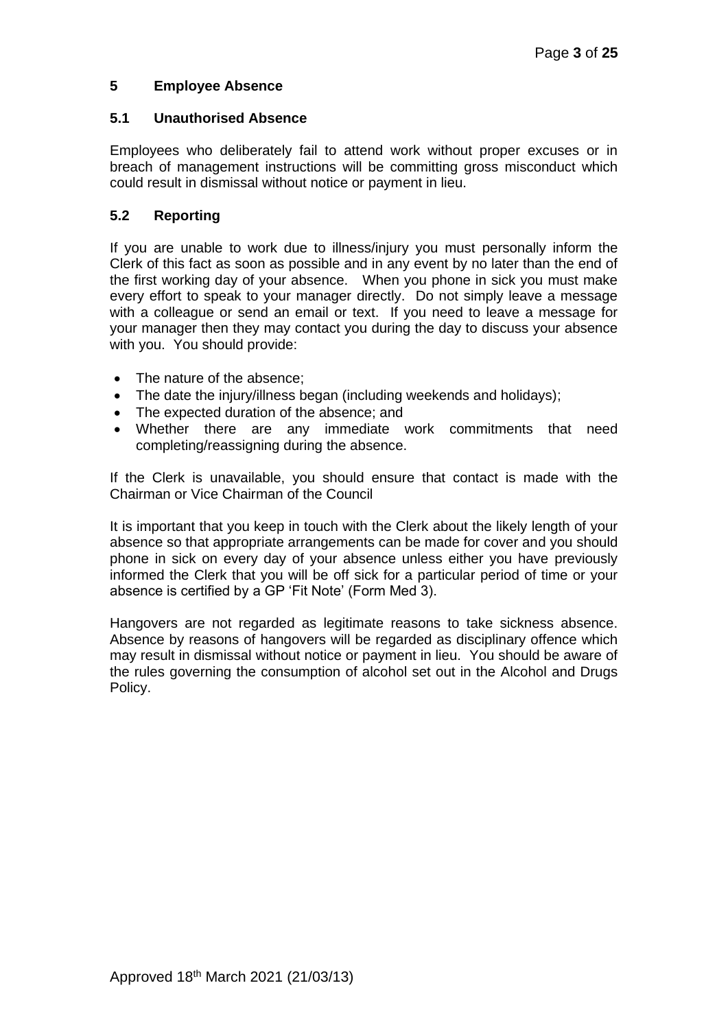## 5 Employee Absence

### 5.1 Unauthorised Absence

Employees who deliberately fail to attend work without proper excuses or in breach of management instructions will be committing gross misconduct which could result in dismissal without notice or payment in lieu.

### 5.2 Reporting

If you are unable to work due to illness/injury you must personally inform the Clerk of this fact as soon as possible and in any event by no later than the end of the first working day of your absence. When you phone in sick you must make every effort to speak to your manager directly. Do not simply leave a message with a colleague or send an email or text. If you need to leave a message for your manager then they may contact you during the day to discuss your absence with you. You should provide:

- The nature of the absence;
- The date the injury/illness began (including weekends and holidays);
- The expected duration of the absence; and
- Whether there are any immediate work commitments that need completing/reassigning during the absence.

If the Clerk is unavailable, you should ensure that contact is made with the Chairman or Vice Chairman of the Council

It is important that you keep in touch with the Clerk about the likely length of your absence so that appropriate arrangements can be made for cover and you should phone in sick on every day of your absence unless either you have previously informed the Clerk that you will be off sick for a particular period of time or your absence is certified by a GP 'Fit Note' (Form Med 3).

Hangovers are not regarded as legitimate reasons to take sickness absence. Absence by reasons of hangovers will be regarded as disciplinary offence which may result in dismissal without notice or payment in lieu. You should be aware of the rules governing the consumption of alcohol set out in the Alcohol and Drugs Policy.

Approved 18th March 2021 (21/03/13)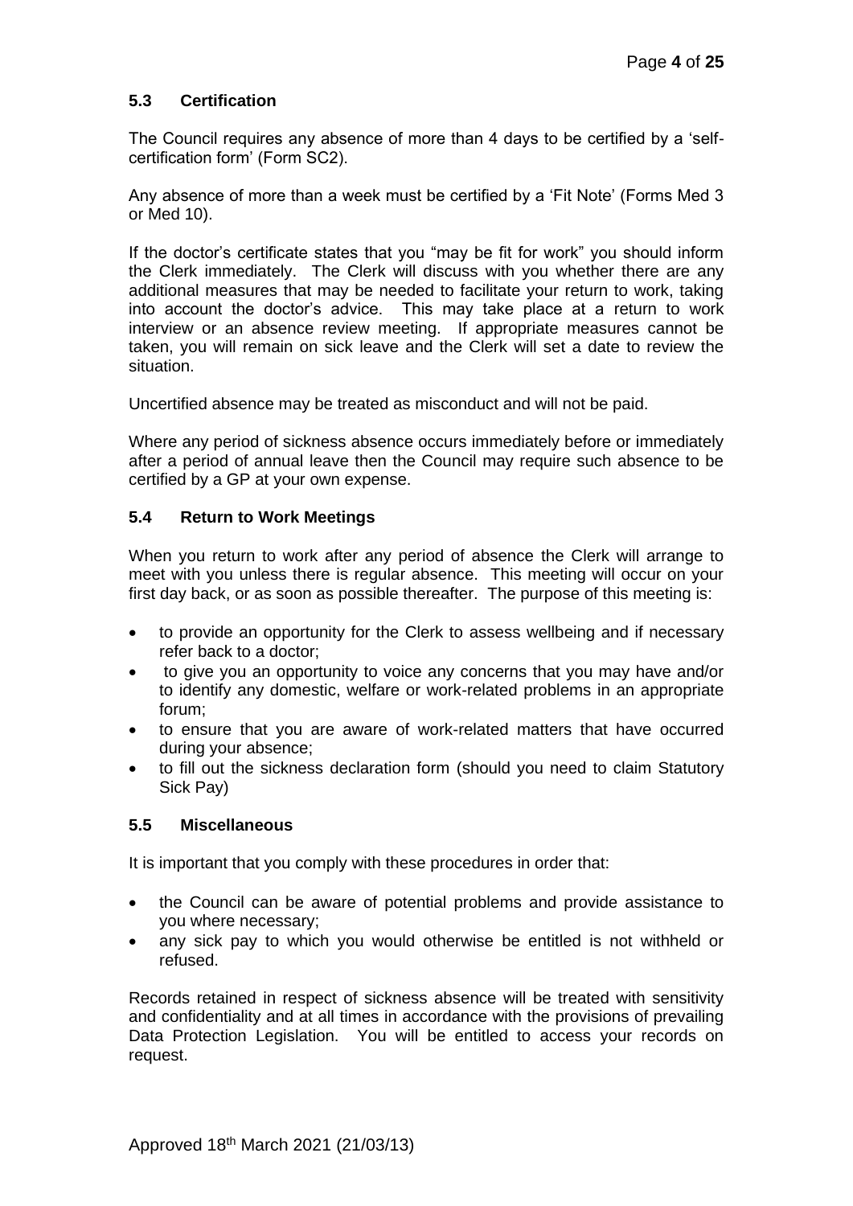### 5.3 Certification

The Council requires any absence of more than 4 days to be certified by a 'self-certification form' (Form SC2).

Any absence of more than a week must be certified by a 'Fit Note' (Forms Med 3 or Med 10).

If the doctor's certificate states that you "may be fit for work" you should inform the Clerk immediately. The Clerk will discuss with you whether there are any additional measures that may be needed to facilitate your return to work, taking into account the doctor's advice. This may take place at a return to work interview or an absence review meeting. If appropriate measures cannot be taken, you will remain on sick leave and the Clerk will set a date to review the situation.

Uncertified absence may be treated as misconduct and will not be paid.

Where any period of sickness absence occurs immediately before or immediately after a period of annual leave then the Council may require such absence to be certified by a GP at your own expense.

### 5.4 Return to Work Meetings

When you return to work after any period of absence the Clerk will arrange to meet with you unless there is regular absence. This meeting will occur on your first day back, or as soon as possible thereafter. The purpose of this meeting is:

- to provide an opportunity for the Clerk to assess wellbeing and if necessary refer back to a doctor;
- to give you an opportunity to voice any concerns that you may have and/or to identify any domestic, welfare or work-related problems in an appropriate forum;
- to ensure that you are aware of work-related matters that have occurred during your absence;
- to fill out the sickness declaration form (should you need to claim Statutory Sick Pay)

### 5.5 Miscellaneous

It is important that you comply with these procedures in order that:

- the Council can be aware of potential problems and provide assistance to you where necessary;
- any sick pay to which you would otherwise be entitled is not withheld or refused.

Records retained in respect of sickness absence will be treated with sensitivity and confidentiality and at all times in accordance with the provisions of prevailing Data Protection Legislation. You will be entitled to access your records on request.

Approved 18th March 2021 (21/03/13)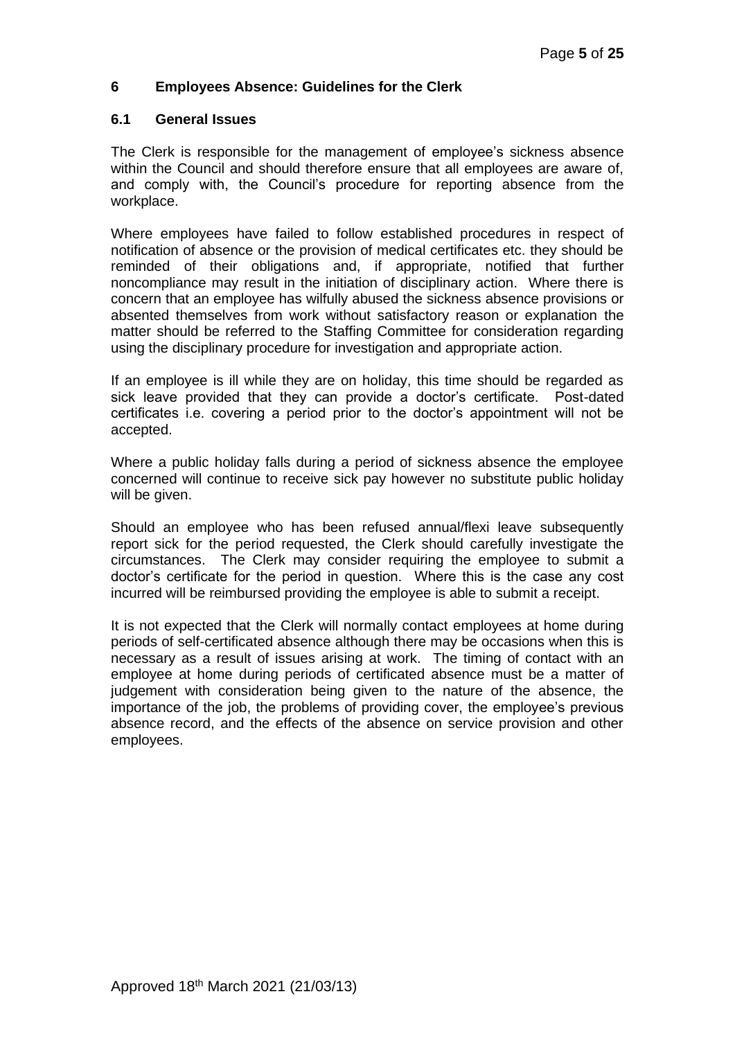## 6 Employees Absence: Guidelines for the Clerk

### 6.1 General Issues

The Clerk is responsible for the management of employee's sickness absence within the Council and should therefore ensure that all employees are aware of, and comply with, the Council's procedure for reporting absence from the workplace.

Where employees have failed to follow established procedures in respect of notification of absence or the provision of medical certificates etc. they should be reminded of their obligations and, if appropriate, notified that further noncompliance may result in the initiation of disciplinary action. Where there is concern that an employee has wilfully abused the sickness absence provisions or absented themselves from work without satisfactory reason or explanation the matter should be referred to the Staffing Committee for consideration regarding using the disciplinary procedure for investigation and appropriate action.

If an employee is ill while they are on holiday, this time should be regarded as sick leave provided that they can provide a doctor's certificate. Post-dated certificates i.e. covering a period prior to the doctor's appointment will not be accepted.

Where a public holiday falls during a period of sickness absence the employee concerned will continue to receive sick pay however no substitute public holiday will be given.

Should an employee who has been refused annual/flexi leave subsequently report sick for the period requested, the Clerk should carefully investigate the circumstances. The Clerk may consider requiring the employee to submit a doctor's certificate for the period in question. Where this is the case any cost incurred will be reimbursed providing the employee is able to submit a receipt.

It is not expected that the Clerk will normally contact employees at home during periods of self-certificated absence although there may be occasions when this is necessary as a result of issues arising at work. The timing of contact with an employee at home during periods of certificated absence must be a matter of judgement with consideration being given to the nature of the absence, the importance of the job, the problems of providing cover, the employee's previous absence record, and the effects of the absence on service provision and other employees.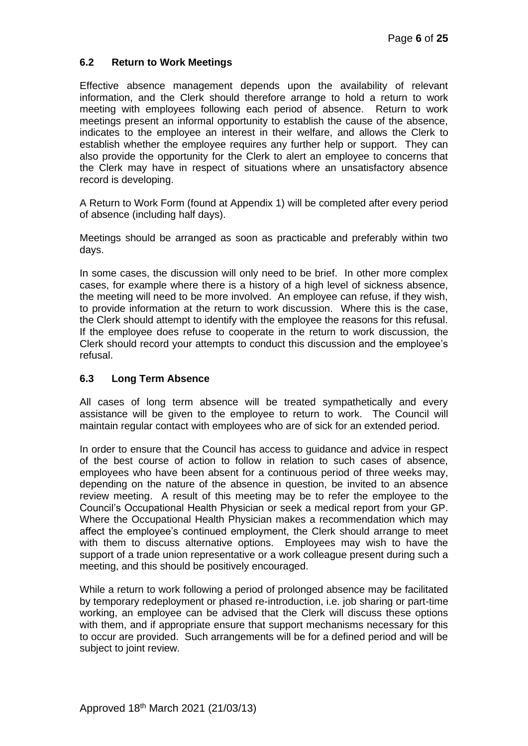### 6.2 Return to Work Meetings

Effective absence management depends upon the availability of relevant information, and the Clerk should therefore arrange to hold a return to work meeting with employees following each period of absence. Return to work meetings present an informal opportunity to establish the cause of the absence, indicates to the employee an interest in their welfare, and allows the Clerk to establish whether the employee requires any further help or support. They can also provide the opportunity for the Clerk to alert an employee to concerns that the Clerk may have in respect of situations where an unsatisfactory absence record is developing.

A Return to Work Form (found at Appendix 1) will be completed after every period of absence (including half days).

Meetings should be arranged as soon as practicable and preferably within two days.

In some cases, the discussion will only need to be brief. In other more complex cases, for example where there is a history of a high level of sickness absence, the meeting will need to be more involved. An employee can refuse, if they wish, to provide information at the return to work discussion. Where this is the case, the Clerk should attempt to identify with the employee the reasons for this refusal. If the employee does refuse to cooperate in the return to work discussion, the Clerk should record your attempts to conduct this discussion and the employee's refusal.

### 6.3 Long Term Absence

All cases of long term absence will be treated sympathetically and every assistance will be given to the employee to return to work. The Council will maintain regular contact with employees who are of sick for an extended period.

In order to ensure that the Council has access to guidance and advice in respect of the best course of action to follow in relation to such cases of absence, employees who have been absent for a continuous period of three weeks may, depending on the nature of the absence in question, be invited to an absence review meeting. A result of this meeting may be to refer the employee to the Council's Occupational Health Physician or seek a medical report from your GP. Where the Occupational Health Physician makes a recommendation which may affect the employee's continued employment, the Clerk should arrange to meet with them to discuss alternative options. Employees may wish to have the support of a trade union representative or a work colleague present during such a meeting, and this should be positively encouraged.

While a return to work following a period of prolonged absence may be facilitated by temporary redeployment or phased re-introduction, i.e. job sharing or part-time working, an employee can be advised that the Clerk will discuss these options with them, and if appropriate ensure that support mechanisms necessary for this to occur are provided. Such arrangements will be for a defined period and will be subject to joint review.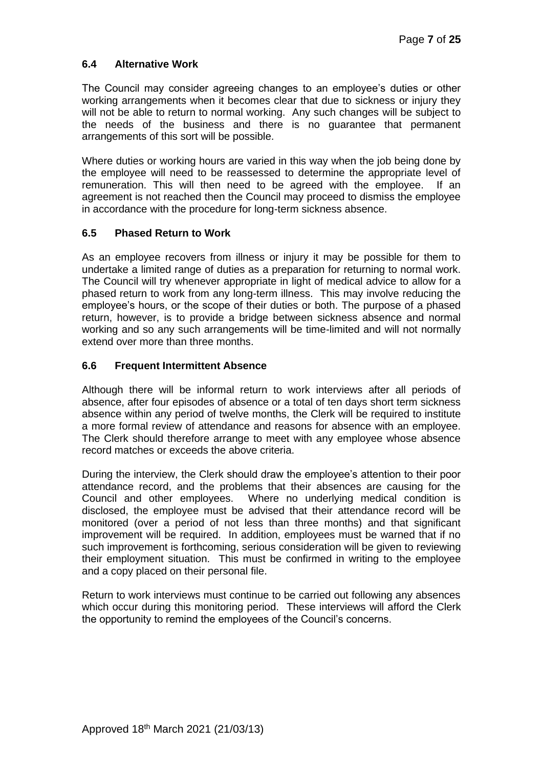### 6.4 Alternative Work

The Council may consider agreeing changes to an employee's duties or other working arrangements when it becomes clear that due to sickness or injury they will not be able to return to normal working. Any such changes will be subject to the needs of the business and there is no guarantee that permanent arrangements of this sort will be possible.

Where duties or working hours are varied in this way when the job being done by the employee will need to be reassessed to determine the appropriate level of remuneration. This will then need to be agreed with the employee. If an agreement is not reached then the Council may proceed to dismiss the employee in accordance with the procedure for long-term sickness absence.

### 6.5 Phased Return to Work

As an employee recovers from illness or injury it may be possible for them to undertake a limited range of duties as a preparation for returning to normal work. The Council will try whenever appropriate in light of medical advice to allow for a phased return to work from any long-term illness. This may involve reducing the employee's hours, or the scope of their duties or both. The purpose of a phased return, however, is to provide a bridge between sickness absence and normal working and so any such arrangements will be time-limited and will not normally extend over more than three months.

### 6.6 Frequent Intermittent Absence

Although there will be informal return to work interviews after all periods of absence, after four episodes of absence or a total of ten days short term sickness absence within any period of twelve months, the Clerk will be required to institute a more formal review of attendance and reasons for absence with an employee. The Clerk should therefore arrange to meet with any employee whose absence record matches or exceeds the above criteria.

During the interview, the Clerk should draw the employee's attention to their poor attendance record, and the problems that their absences are causing for the Council and other employees. Where no underlying medical condition is disclosed, the employee must be advised that their attendance record will be monitored (over a period of not less than three months) and that significant improvement will be required. In addition, employees must be warned that if no such improvement is forthcoming, serious consideration will be given to reviewing their employment situation. This must be confirmed in writing to the employee and a copy placed on their personal file.

Return to work interviews must continue to be carried out following any absences which occur during this monitoring period. These interviews will afford the Clerk the opportunity to remind the employees of the Council's concerns.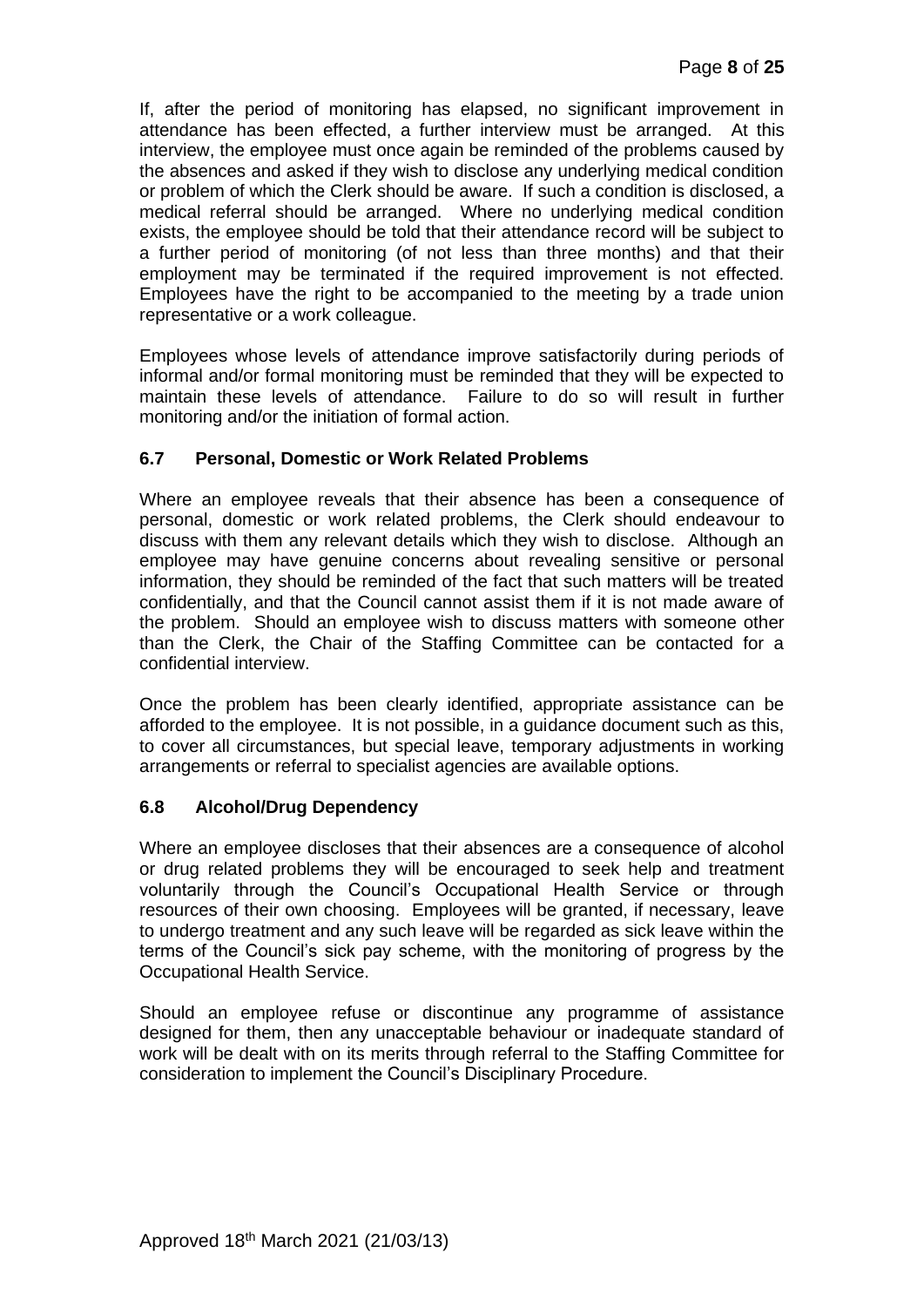If, after the period of monitoring has elapsed, no significant improvement in attendance has been effected, a further interview must be arranged. At this interview, the employee must once again be reminded of the problems caused by the absences and asked if they wish to disclose any underlying medical condition or problem of which the Clerk should be aware. If such a condition is disclosed, a medical referral should be arranged. Where no underlying medical condition exists, the employee should be told that their attendance record will be subject to a further period of monitoring (of not less than three months) and that their employment may be terminated if the required improvement is not effected. Employees have the right to be accompanied to the meeting by a trade union representative or a work colleague.

Employees whose levels of attendance improve satisfactorily during periods of informal and/or formal monitoring must be reminded that they will be expected to maintain these levels of attendance. Failure to do so will result in further monitoring and/or the initiation of formal action.

### 6.7 Personal, Domestic or Work Related Problems

Where an employee reveals that their absence has been a consequence of personal, domestic or work related problems, the Clerk should endeavour to discuss with them any relevant details which they wish to disclose. Although an employee may have genuine concerns about revealing sensitive or personal information, they should be reminded of the fact that such matters will be treated confidentially, and that the Council cannot assist them if it is not made aware of the problem. Should an employee wish to discuss matters with someone other than the Clerk, the Chair of the Staffing Committee can be contacted for a confidential interview.

Once the problem has been clearly identified, appropriate assistance can be afforded to the employee. It is not possible, in a guidance document such as this, to cover all circumstances, but special leave, temporary adjustments in working arrangements or referral to specialist agencies are available options.

### 6.8 Alcohol/Drug Dependency

Where an employee discloses that their absences are a consequence of alcohol or drug related problems they will be encouraged to seek help and treatment voluntarily through the Council's Occupational Health Service or through resources of their own choosing. Employees will be granted, if necessary, leave to undergo treatment and any such leave will be regarded as sick leave within the terms of the Council's sick pay scheme, with the monitoring of progress by the Occupational Health Service.

Should an employee refuse or discontinue any programme of assistance designed for them, then any unacceptable behaviour or inadequate standard of work will be dealt with on its merits through referral to the Staffing Committee for consideration to implement the Council's Disciplinary Procedure.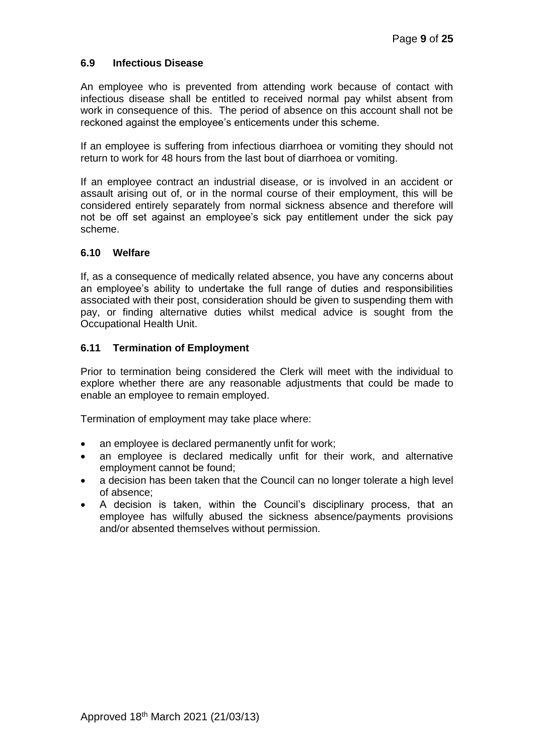### 6.9 Infectious Disease

An employee who is prevented from attending work because of contact with infectious disease shall be entitled to received normal pay whilst absent from work in consequence of this. The period of absence on this account shall not be reckoned against the employee's enticements under this scheme.

If an employee is suffering from infectious diarrhoea or vomiting they should not return to work for 48 hours from the last bout of diarrhoea or vomiting.

If an employee contract an industrial disease, or is involved in an accident or assault arising out of, or in the normal course of their employment, this will be considered entirely separately from normal sickness absence and therefore will not be off set against an employee's sick pay entitlement under the sick pay scheme.

### 6.10 Welfare

If, as a consequence of medically related absence, you have any concerns about an employee's ability to undertake the full range of duties and responsibilities associated with their post, consideration should be given to suspending them with pay, or finding alternative duties whilst medical advice is sought from the Occupational Health Unit.

### 6.11 Termination of Employment

Prior to termination being considered the Clerk will meet with the individual to explore whether there are any reasonable adjustments that could be made to enable an employee to remain employed.

Termination of employment may take place where:

- an employee is declared permanently unfit for work;
- an employee is declared medically unfit for their work, and alternative employment cannot be found;
- a decision has been taken that the Council can no longer tolerate a high level of absence;
- A decision is taken, within the Council's disciplinary process, that an employee has wilfully abused the sickness absence/payments provisions and/or absented themselves without permission.

Approved 18th March 2021 (21/03/13)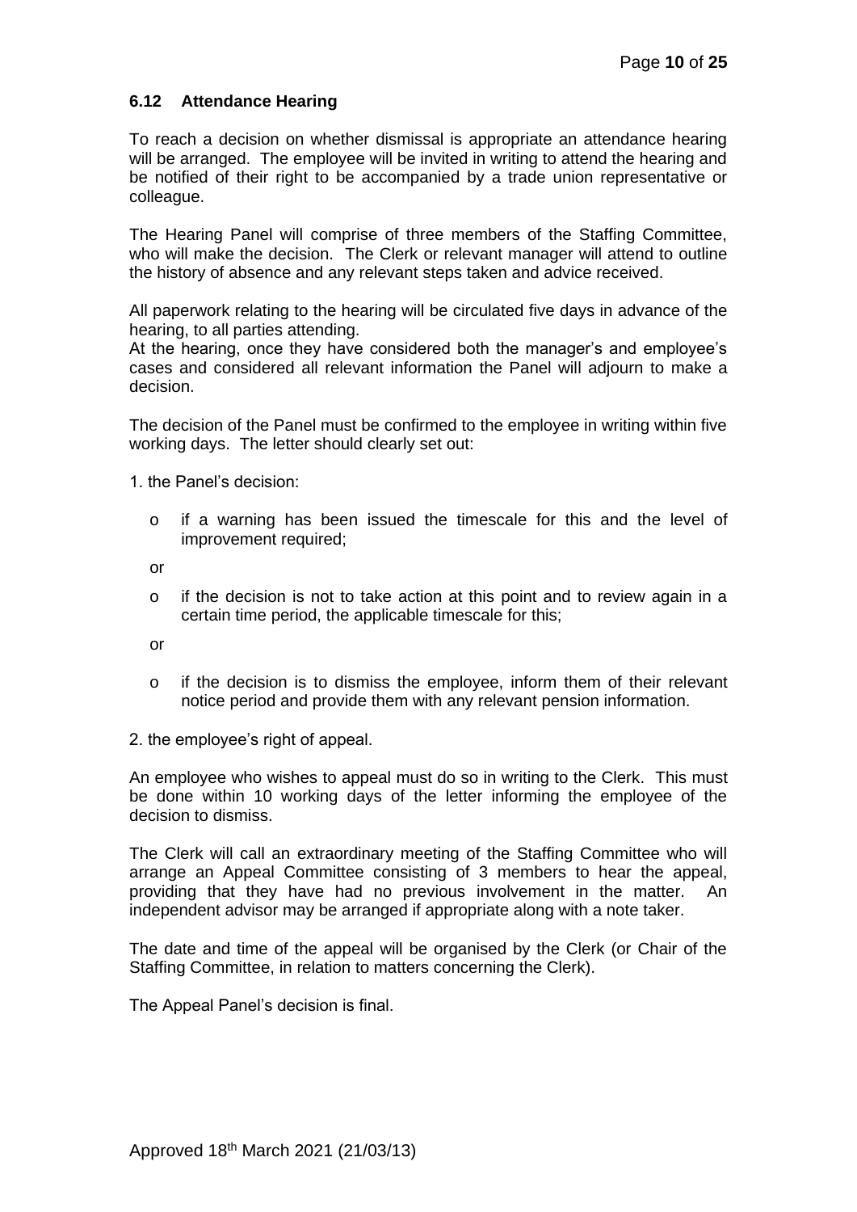### 6.12 Attendance Hearing

To reach a decision on whether dismissal is appropriate an attendance hearing will be arranged. The employee will be invited in writing to attend the hearing and be notified of their right to be accompanied by a trade union representative or colleague.

The Hearing Panel will comprise of three members of the Staffing Committee, who will make the decision. The Clerk or relevant manager will attend to outline the history of absence and any relevant steps taken and advice received.

All paperwork relating to the hearing will be circulated five days in advance of the hearing, to all parties attending.
At the hearing, once they have considered both the manager's and employee's cases and considered all relevant information the Panel will adjourn to make a decision.

The decision of the Panel must be confirmed to the employee in writing within five working days. The letter should clearly set out:

1. the Panel's decision:

    - if a warning has been issued the timescale for this and the level of improvement required;

    or

    - if the decision is not to take action at this point and to review again in a certain time period, the applicable timescale for this;

    or

    - if the decision is to dismiss the employee, inform them of their relevant notice period and provide them with any relevant pension information.

2. the employee's right of appeal.

An employee who wishes to appeal must do so in writing to the Clerk. This must be done within 10 working days of the letter informing the employee of the decision to dismiss.

The Clerk will call an extraordinary meeting of the Staffing Committee who will arrange an Appeal Committee consisting of 3 members to hear the appeal, providing that they have had no previous involvement in the matter. An independent advisor may be arranged if appropriate along with a note taker.

The date and time of the appeal will be organised by the Clerk (or Chair of the Staffing Committee, in relation to matters concerning the Clerk).

The Appeal Panel's decision is final.

Approved 18th March 2021 (21/03/13)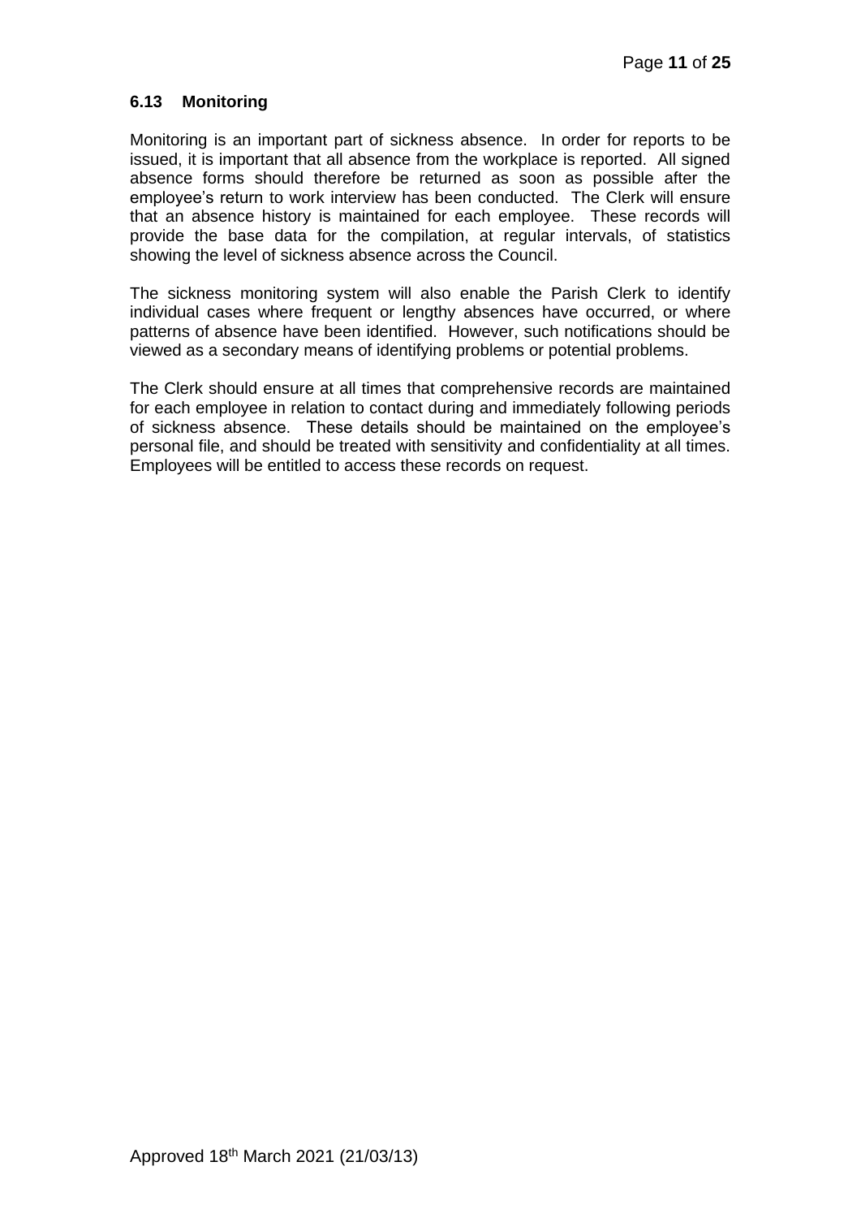### 6.13 Monitoring

Monitoring is an important part of sickness absence. In order for reports to be issued, it is important that all absence from the workplace is reported. All signed absence forms should therefore be returned as soon as possible after the employee's return to work interview has been conducted. The Clerk will ensure that an absence history is maintained for each employee. These records will provide the base data for the compilation, at regular intervals, of statistics showing the level of sickness absence across the Council.

The sickness monitoring system will also enable the Parish Clerk to identify individual cases where frequent or lengthy absences have occurred, or where patterns of absence have been identified. However, such notifications should be viewed as a secondary means of identifying problems or potential problems.

The Clerk should ensure at all times that comprehensive records are maintained for each employee in relation to contact during and immediately following periods of sickness absence. These details should be maintained on the employee's personal file, and should be treated with sensitivity and confidentiality at all times. Employees will be entitled to access these records on request.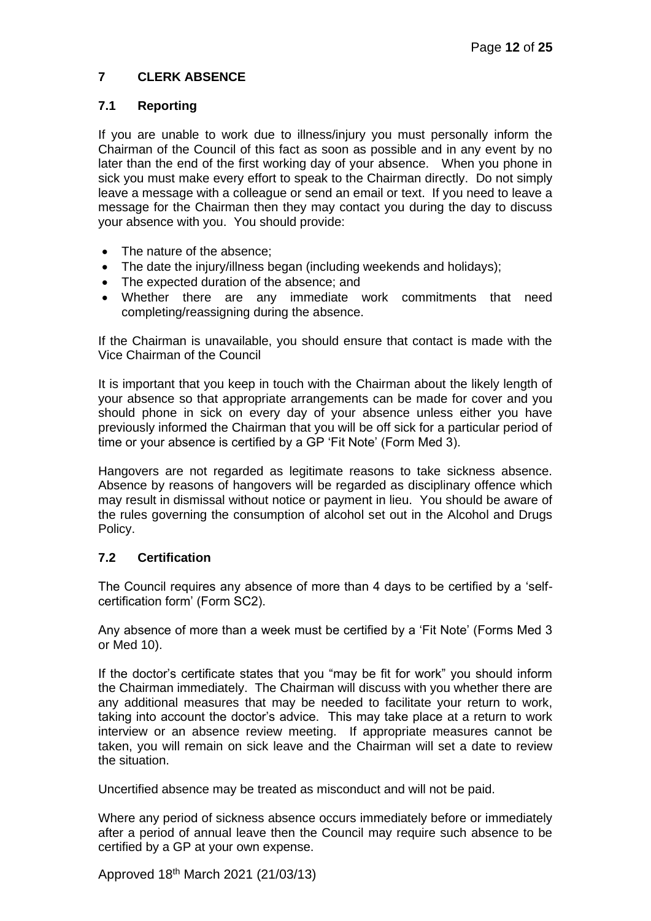## 7 CLERK ABSENCE

### 7.1 Reporting

If you are unable to work due to illness/injury you must personally inform the Chairman of the Council of this fact as soon as possible and in any event by no later than the end of the first working day of your absence. When you phone in sick you must make every effort to speak to the Chairman directly. Do not simply leave a message with a colleague or send an email or text. If you need to leave a message for the Chairman then they may contact you during the day to discuss your absence with you. You should provide:

- The nature of the absence;
- The date the injury/illness began (including weekends and holidays);
- The expected duration of the absence; and
- Whether there are any immediate work commitments that need completing/reassigning during the absence.

If the Chairman is unavailable, you should ensure that contact is made with the Vice Chairman of the Council

It is important that you keep in touch with the Chairman about the likely length of your absence so that appropriate arrangements can be made for cover and you should phone in sick on every day of your absence unless either you have previously informed the Chairman that you will be off sick for a particular period of time or your absence is certified by a GP 'Fit Note' (Form Med 3).

Hangovers are not regarded as legitimate reasons to take sickness absence. Absence by reasons of hangovers will be regarded as disciplinary offence which may result in dismissal without notice or payment in lieu. You should be aware of the rules governing the consumption of alcohol set out in the Alcohol and Drugs Policy.

### 7.2 Certification

The Council requires any absence of more than 4 days to be certified by a 'self-certification form' (Form SC2).

Any absence of more than a week must be certified by a 'Fit Note' (Forms Med 3 or Med 10).

If the doctor's certificate states that you "may be fit for work" you should inform the Chairman immediately. The Chairman will discuss with you whether there are any additional measures that may be needed to facilitate your return to work, taking into account the doctor's advice. This may take place at a return to work interview or an absence review meeting. If appropriate measures cannot be taken, you will remain on sick leave and the Chairman will set a date to review the situation.

Uncertified absence may be treated as misconduct and will not be paid.

Where any period of sickness absence occurs immediately before or immediately after a period of annual leave then the Council may require such absence to be certified by a GP at your own expense.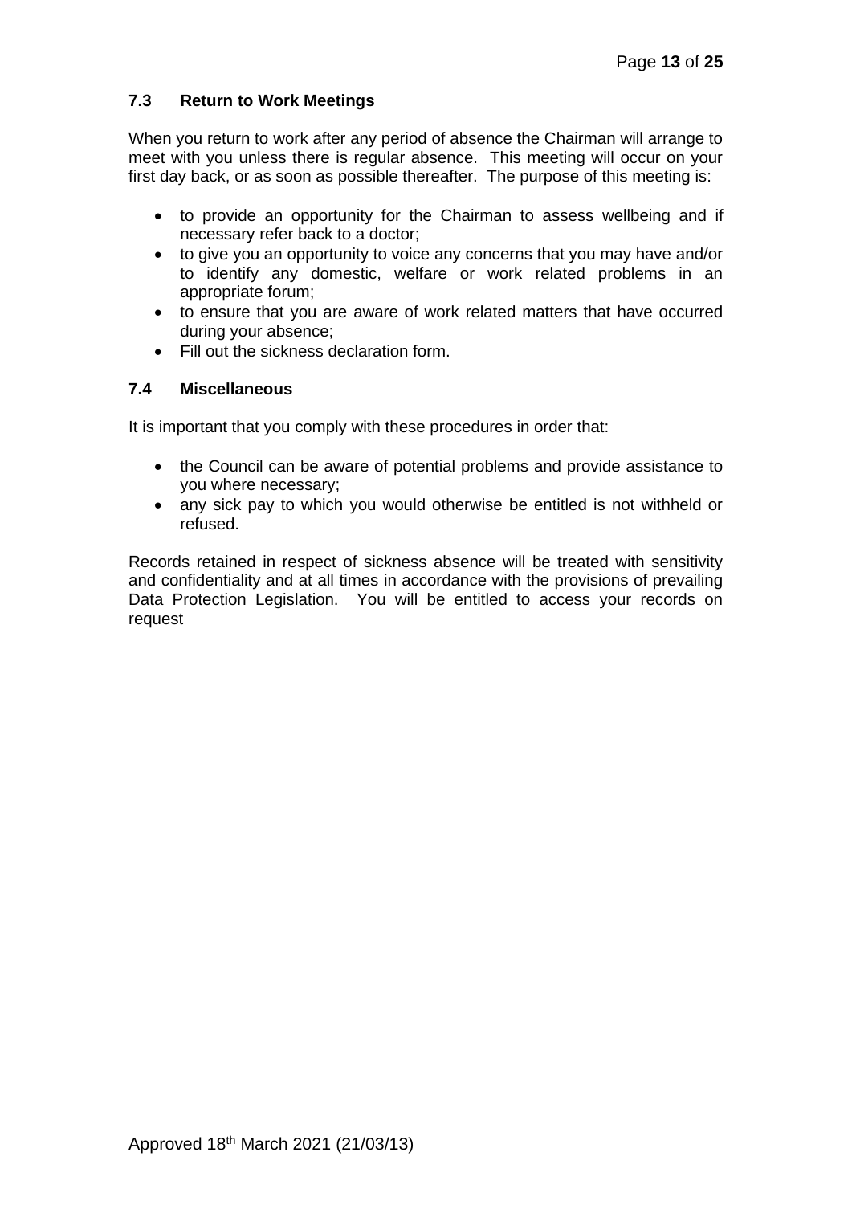### 7.3 Return to Work Meetings

When you return to work after any period of absence the Chairman will arrange to meet with you unless there is regular absence. This meeting will occur on your first day back, or as soon as possible thereafter. The purpose of this meeting is:

- to provide an opportunity for the Chairman to assess wellbeing and if necessary refer back to a doctor;
- to give you an opportunity to voice any concerns that you may have and/or to identify any domestic, welfare or work related problems in an appropriate forum;
- to ensure that you are aware of work related matters that have occurred during your absence;
- Fill out the sickness declaration form.

### 7.4 Miscellaneous

It is important that you comply with these procedures in order that:

- the Council can be aware of potential problems and provide assistance to you where necessary;
- any sick pay to which you would otherwise be entitled is not withheld or refused.

Records retained in respect of sickness absence will be treated with sensitivity and confidentiality and at all times in accordance with the provisions of prevailing Data Protection Legislation. You will be entitled to access your records on request

Approved 18th March 2021 (21/03/13)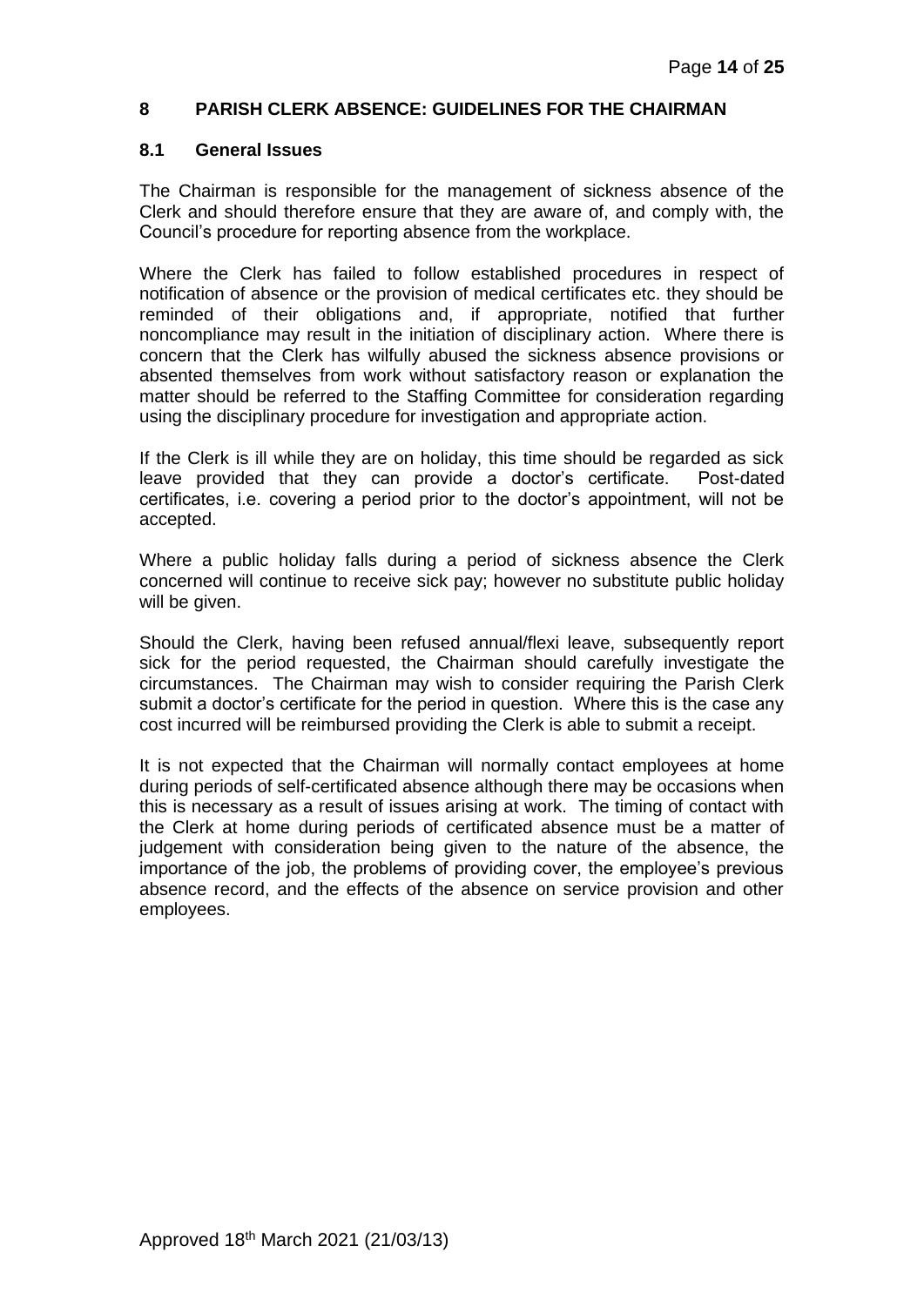## 8 PARISH CLERK ABSENCE: GUIDELINES FOR THE CHAIRMAN

### 8.1 General Issues

The Chairman is responsible for the management of sickness absence of the Clerk and should therefore ensure that they are aware of, and comply with, the Council's procedure for reporting absence from the workplace.

Where the Clerk has failed to follow established procedures in respect of notification of absence or the provision of medical certificates etc. they should be reminded of their obligations and, if appropriate, notified that further noncompliance may result in the initiation of disciplinary action. Where there is concern that the Clerk has wilfully abused the sickness absence provisions or absented themselves from work without satisfactory reason or explanation the matter should be referred to the Staffing Committee for consideration regarding using the disciplinary procedure for investigation and appropriate action.

If the Clerk is ill while they are on holiday, this time should be regarded as sick leave provided that they can provide a doctor's certificate. Post-dated certificates, i.e. covering a period prior to the doctor's appointment, will not be accepted.

Where a public holiday falls during a period of sickness absence the Clerk concerned will continue to receive sick pay; however no substitute public holiday will be given.

Should the Clerk, having been refused annual/flexi leave, subsequently report sick for the period requested, the Chairman should carefully investigate the circumstances. The Chairman may wish to consider requiring the Parish Clerk submit a doctor's certificate for the period in question. Where this is the case any cost incurred will be reimbursed providing the Clerk is able to submit a receipt.

It is not expected that the Chairman will normally contact employees at home during periods of self-certificated absence although there may be occasions when this is necessary as a result of issues arising at work. The timing of contact with the Clerk at home during periods of certificated absence must be a matter of judgement with consideration being given to the nature of the absence, the importance of the job, the problems of providing cover, the employee's previous absence record, and the effects of the absence on service provision and other employees.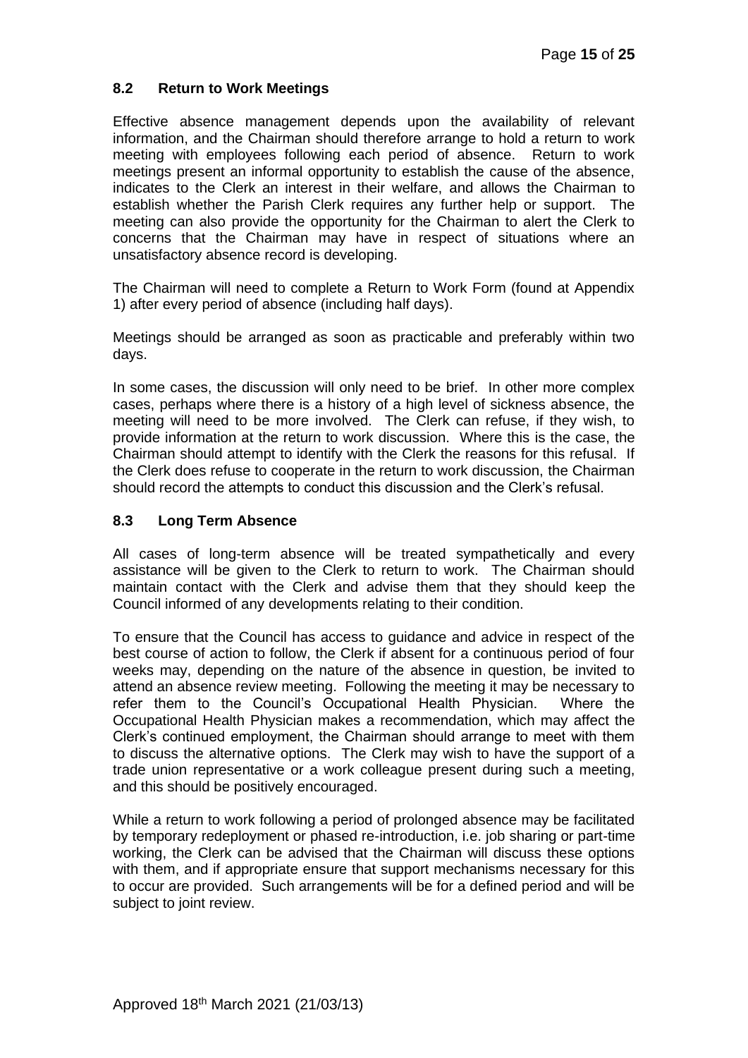### 8.2 Return to Work Meetings

Effective absence management depends upon the availability of relevant information, and the Chairman should therefore arrange to hold a return to work meeting with employees following each period of absence. Return to work meetings present an informal opportunity to establish the cause of the absence, indicates to the Clerk an interest in their welfare, and allows the Chairman to establish whether the Parish Clerk requires any further help or support. The meeting can also provide the opportunity for the Chairman to alert the Clerk to concerns that the Chairman may have in respect of situations where an unsatisfactory absence record is developing.

The Chairman will need to complete a Return to Work Form (found at Appendix 1) after every period of absence (including half days).

Meetings should be arranged as soon as practicable and preferably within two days.

In some cases, the discussion will only need to be brief. In other more complex cases, perhaps where there is a history of a high level of sickness absence, the meeting will need to be more involved. The Clerk can refuse, if they wish, to provide information at the return to work discussion. Where this is the case, the Chairman should attempt to identify with the Clerk the reasons for this refusal. If the Clerk does refuse to cooperate in the return to work discussion, the Chairman should record the attempts to conduct this discussion and the Clerk's refusal.

### 8.3 Long Term Absence

All cases of long-term absence will be treated sympathetically and every assistance will be given to the Clerk to return to work. The Chairman should maintain contact with the Clerk and advise them that they should keep the Council informed of any developments relating to their condition.

To ensure that the Council has access to guidance and advice in respect of the best course of action to follow, the Clerk if absent for a continuous period of four weeks may, depending on the nature of the absence in question, be invited to attend an absence review meeting. Following the meeting it may be necessary to refer them to the Council's Occupational Health Physician. Where the Occupational Health Physician makes a recommendation, which may affect the Clerk's continued employment, the Chairman should arrange to meet with them to discuss the alternative options. The Clerk may wish to have the support of a trade union representative or a work colleague present during such a meeting, and this should be positively encouraged.

While a return to work following a period of prolonged absence may be facilitated by temporary redeployment or phased re-introduction, i.e. job sharing or part-time working, the Clerk can be advised that the Chairman will discuss these options with them, and if appropriate ensure that support mechanisms necessary for this to occur are provided. Such arrangements will be for a defined period and will be subject to joint review.

Approved 18th March 2021 (21/03/13)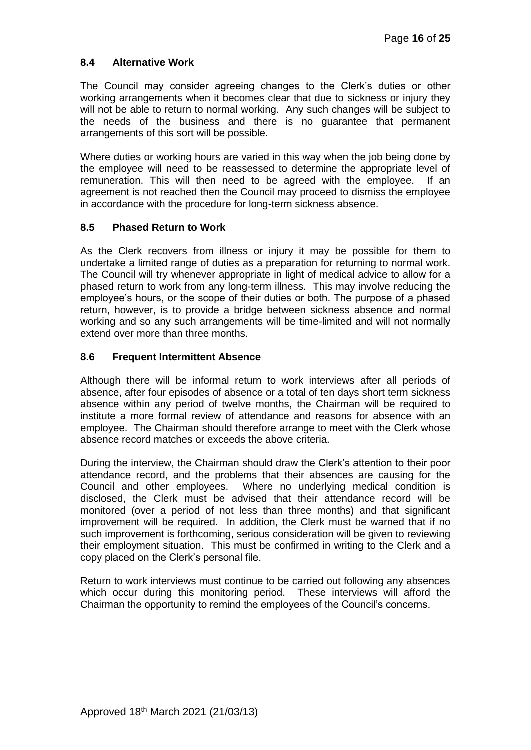### 8.4 Alternative Work

The Council may consider agreeing changes to the Clerk's duties or other working arrangements when it becomes clear that due to sickness or injury they will not be able to return to normal working. Any such changes will be subject to the needs of the business and there is no guarantee that permanent arrangements of this sort will be possible.

Where duties or working hours are varied in this way when the job being done by the employee will need to be reassessed to determine the appropriate level of remuneration. This will then need to be agreed with the employee. If an agreement is not reached then the Council may proceed to dismiss the employee in accordance with the procedure for long-term sickness absence.

### 8.5 Phased Return to Work

As the Clerk recovers from illness or injury it may be possible for them to undertake a limited range of duties as a preparation for returning to normal work. The Council will try whenever appropriate in light of medical advice to allow for a phased return to work from any long-term illness. This may involve reducing the employee's hours, or the scope of their duties or both. The purpose of a phased return, however, is to provide a bridge between sickness absence and normal working and so any such arrangements will be time-limited and will not normally extend over more than three months.

### 8.6 Frequent Intermittent Absence

Although there will be informal return to work interviews after all periods of absence, after four episodes of absence or a total of ten days short term sickness absence within any period of twelve months, the Chairman will be required to institute a more formal review of attendance and reasons for absence with an employee. The Chairman should therefore arrange to meet with the Clerk whose absence record matches or exceeds the above criteria.

During the interview, the Chairman should draw the Clerk's attention to their poor attendance record, and the problems that their absences are causing for the Council and other employees. Where no underlying medical condition is disclosed, the Clerk must be advised that their attendance record will be monitored (over a period of not less than three months) and that significant improvement will be required. In addition, the Clerk must be warned that if no such improvement is forthcoming, serious consideration will be given to reviewing their employment situation. This must be confirmed in writing to the Clerk and a copy placed on the Clerk's personal file.

Return to work interviews must continue to be carried out following any absences which occur during this monitoring period. These interviews will afford the Chairman the opportunity to remind the employees of the Council's concerns.

Approved 18th March 2021 (21/03/13)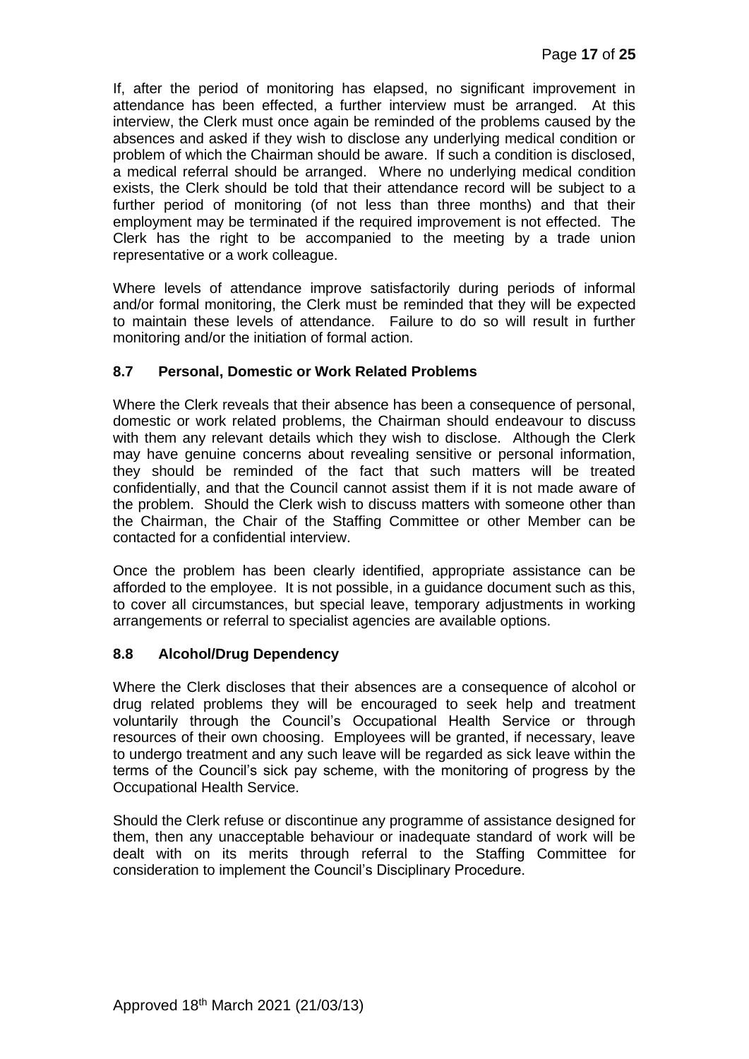If, after the period of monitoring has elapsed, no significant improvement in attendance has been effected, a further interview must be arranged. At this interview, the Clerk must once again be reminded of the problems caused by the absences and asked if they wish to disclose any underlying medical condition or problem of which the Chairman should be aware. If such a condition is disclosed, a medical referral should be arranged. Where no underlying medical condition exists, the Clerk should be told that their attendance record will be subject to a further period of monitoring (of not less than three months) and that their employment may be terminated if the required improvement is not effected. The Clerk has the right to be accompanied to the meeting by a trade union representative or a work colleague.

Where levels of attendance improve satisfactorily during periods of informal and/or formal monitoring, the Clerk must be reminded that they will be expected to maintain these levels of attendance. Failure to do so will result in further monitoring and/or the initiation of formal action.

### 8.7 Personal, Domestic or Work Related Problems

Where the Clerk reveals that their absence has been a consequence of personal, domestic or work related problems, the Chairman should endeavour to discuss with them any relevant details which they wish to disclose. Although the Clerk may have genuine concerns about revealing sensitive or personal information, they should be reminded of the fact that such matters will be treated confidentially, and that the Council cannot assist them if it is not made aware of the problem. Should the Clerk wish to discuss matters with someone other than the Chairman, the Chair of the Staffing Committee or other Member can be contacted for a confidential interview.

Once the problem has been clearly identified, appropriate assistance can be afforded to the employee. It is not possible, in a guidance document such as this, to cover all circumstances, but special leave, temporary adjustments in working arrangements or referral to specialist agencies are available options.

### 8.8 Alcohol/Drug Dependency

Where the Clerk discloses that their absences are a consequence of alcohol or drug related problems they will be encouraged to seek help and treatment voluntarily through the Council's Occupational Health Service or through resources of their own choosing. Employees will be granted, if necessary, leave to undergo treatment and any such leave will be regarded as sick leave within the terms of the Council's sick pay scheme, with the monitoring of progress by the Occupational Health Service.

Should the Clerk refuse or discontinue any programme of assistance designed for them, then any unacceptable behaviour or inadequate standard of work will be dealt with on its merits through referral to the Staffing Committee for consideration to implement the Council's Disciplinary Procedure.

Approved 18th March 2021 (21/03/13)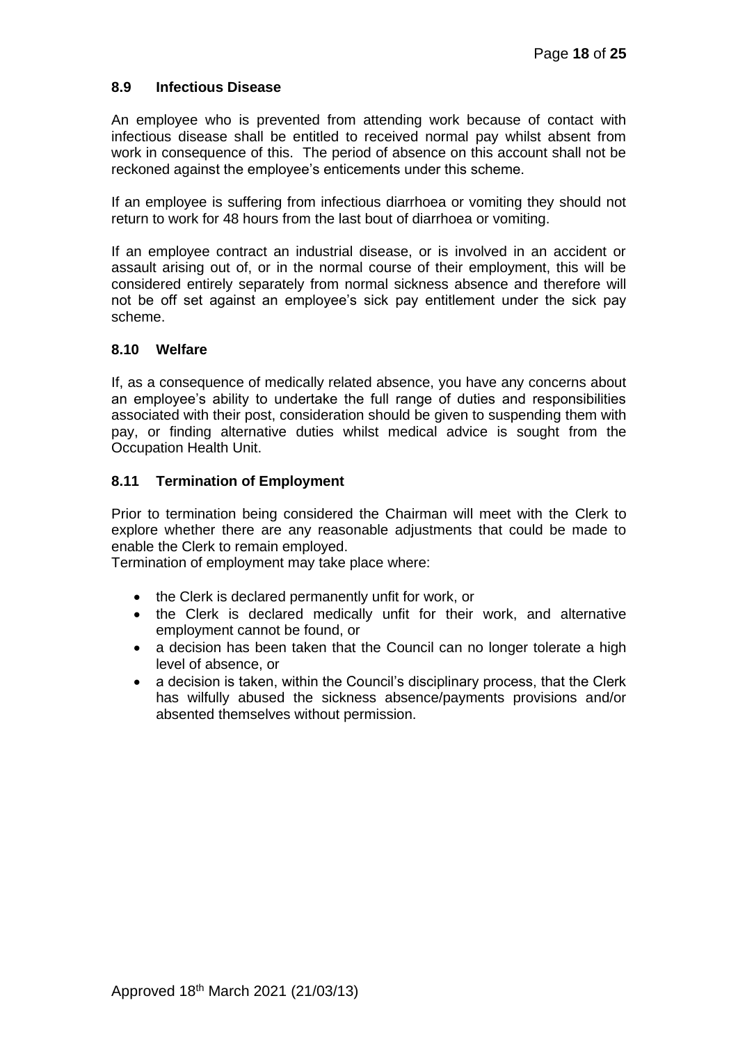### 8.9 Infectious Disease

An employee who is prevented from attending work because of contact with infectious disease shall be entitled to received normal pay whilst absent from work in consequence of this. The period of absence on this account shall not be reckoned against the employee's enticements under this scheme.

If an employee is suffering from infectious diarrhoea or vomiting they should not return to work for 48 hours from the last bout of diarrhoea or vomiting.

If an employee contract an industrial disease, or is involved in an accident or assault arising out of, or in the normal course of their employment, this will be considered entirely separately from normal sickness absence and therefore will not be off set against an employee's sick pay entitlement under the sick pay scheme.

### 8.10 Welfare

If, as a consequence of medically related absence, you have any concerns about an employee's ability to undertake the full range of duties and responsibilities associated with their post, consideration should be given to suspending them with pay, or finding alternative duties whilst medical advice is sought from the Occupation Health Unit.

### 8.11 Termination of Employment

Prior to termination being considered the Chairman will meet with the Clerk to explore whether there are any reasonable adjustments that could be made to enable the Clerk to remain employed.
Termination of employment may take place where:

- the Clerk is declared permanently unfit for work, or
- the Clerk is declared medically unfit for their work, and alternative employment cannot be found, or
- a decision has been taken that the Council can no longer tolerate a high level of absence, or
- a decision is taken, within the Council's disciplinary process, that the Clerk has wilfully abused the sickness absence/payments provisions and/or absented themselves without permission.

Approved 18th March 2021 (21/03/13)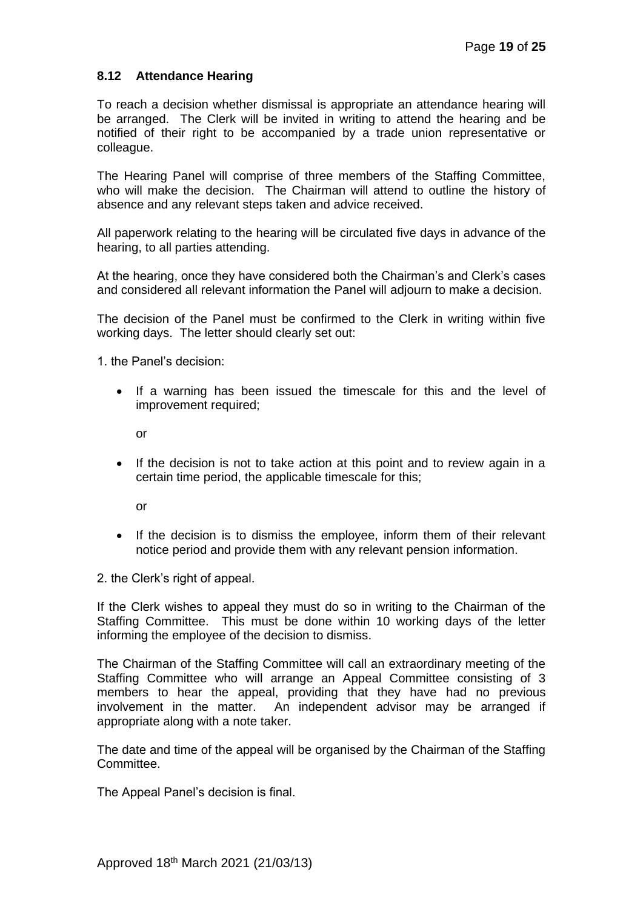### 8.12 Attendance Hearing

To reach a decision whether dismissal is appropriate an attendance hearing will be arranged. The Clerk will be invited in writing to attend the hearing and be notified of their right to be accompanied by a trade union representative or colleague.

The Hearing Panel will comprise of three members of the Staffing Committee, who will make the decision. The Chairman will attend to outline the history of absence and any relevant steps taken and advice received.

All paperwork relating to the hearing will be circulated five days in advance of the hearing, to all parties attending.

At the hearing, once they have considered both the Chairman's and Clerk's cases and considered all relevant information the Panel will adjourn to make a decision.

The decision of the Panel must be confirmed to the Clerk in writing within five working days. The letter should clearly set out:

1. the Panel's decision:

- If a warning has been issued the timescale for this and the level of improvement required;

  or

- If the decision is not to take action at this point and to review again in a certain time period, the applicable timescale for this;

  or

- If the decision is to dismiss the employee, inform them of their relevant notice period and provide them with any relevant pension information.

2. the Clerk's right of appeal.

If the Clerk wishes to appeal they must do so in writing to the Chairman of the Staffing Committee. This must be done within 10 working days of the letter informing the employee of the decision to dismiss.

The Chairman of the Staffing Committee will call an extraordinary meeting of the Staffing Committee who will arrange an Appeal Committee consisting of 3 members to hear the appeal, providing that they have had no previous involvement in the matter. An independent advisor may be arranged if appropriate along with a note taker.

The date and time of the appeal will be organised by the Chairman of the Staffing Committee.

The Appeal Panel's decision is final.

Approved 18th March 2021 (21/03/13)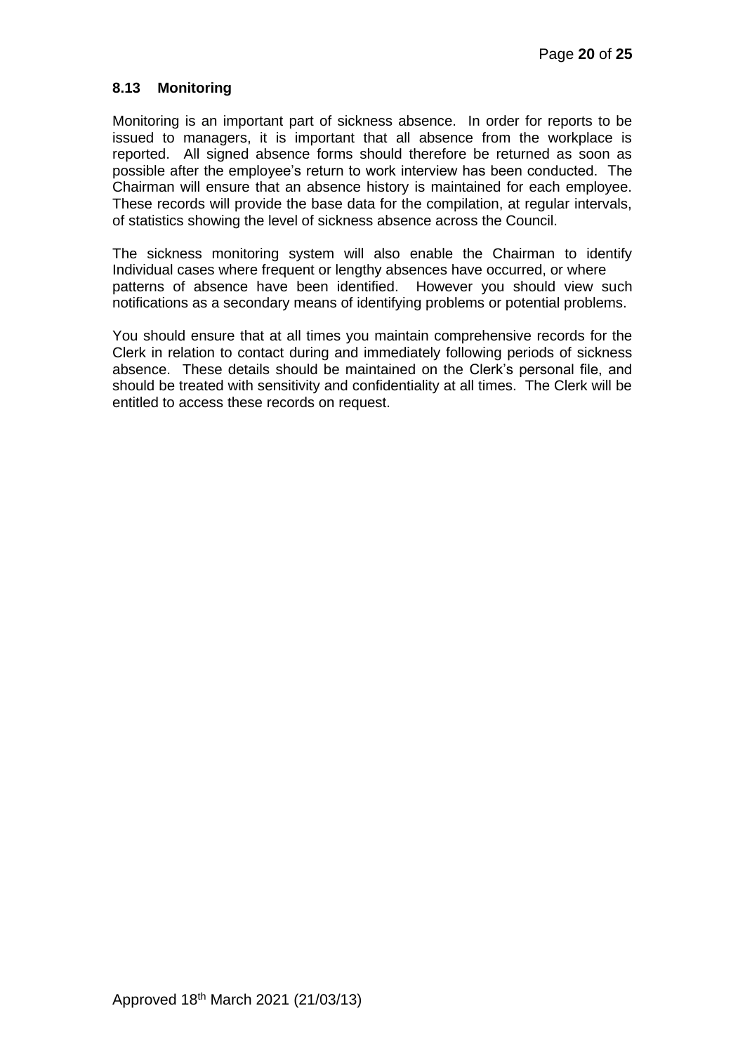### 8.13 Monitoring

Monitoring is an important part of sickness absence. In order for reports to be issued to managers, it is important that all absence from the workplace is reported. All signed absence forms should therefore be returned as soon as possible after the employee's return to work interview has been conducted. The Chairman will ensure that an absence history is maintained for each employee. These records will provide the base data for the compilation, at regular intervals, of statistics showing the level of sickness absence across the Council.

The sickness monitoring system will also enable the Chairman to identify Individual cases where frequent or lengthy absences have occurred, or where patterns of absence have been identified. However you should view such notifications as a secondary means of identifying problems or potential problems.

You should ensure that at all times you maintain comprehensive records for the Clerk in relation to contact during and immediately following periods of sickness absence. These details should be maintained on the Clerk's personal file, and should be treated with sensitivity and confidentiality at all times. The Clerk will be entitled to access these records on request.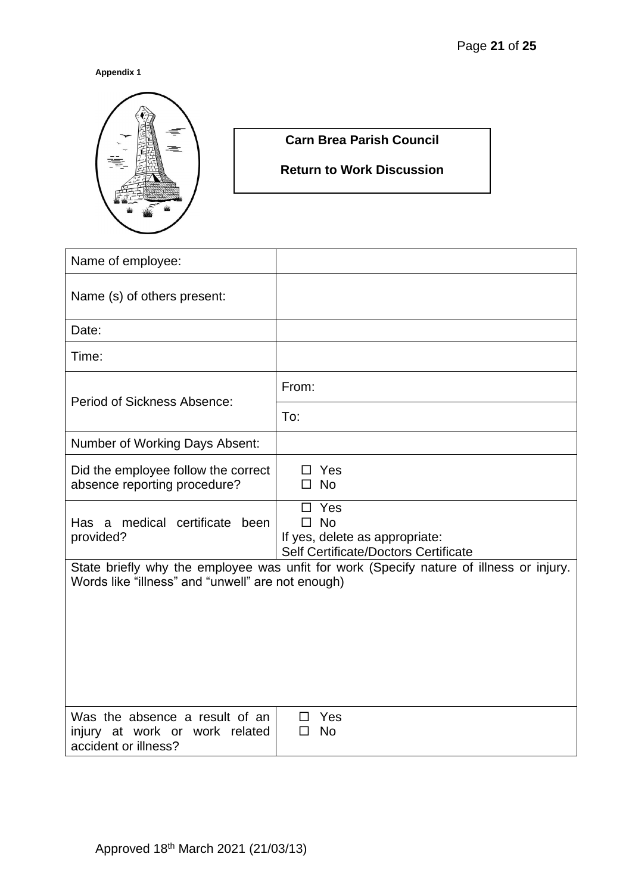**Appendix 1**

**Carn Brea Parish Council**

**Return to Work Discussion**

| Name of employee: | |
|---|---|
| Name (s) of others present: | |
| Date: | |
| Time: | |
| Period of Sickness Absence: | From: |
| | To: |
| Number of Working Days Absent: | |
| Did the employee follow the correct absence reporting procedure? | ☐ Yes<br>☐ No |
| Has a medical certificate been provided? | ☐ Yes<br>☐ No<br>If yes, delete as appropriate:<br>Self Certificate/Doctors Certificate |
| State briefly why the employee was unfit for work (Specify nature of illness or injury. Words like "illness" and "unwell" are not enough) | |
| Was the absence a result of an injury at work or work related accident or illness? | ☐ Yes<br>☐ No |

Approved 18th March 2021 (21/03/13)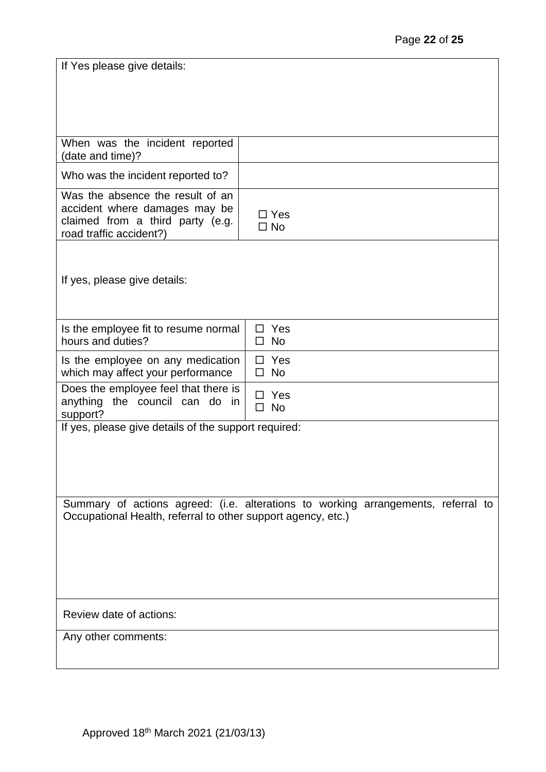| If Yes please give details: | |
|---|---|
| When was the incident reported (date and time)? | |
| Who was the incident reported to? | |
| Was the absence the result of an accident where damages may be claimed from a third party (e.g. road traffic accident?) | ☐ Yes<br>☐ No |
| If yes, please give details: | |
| Is the employee fit to resume normal hours and duties? | ☐ Yes<br>☐ No |
| Is the employee on any medication which may affect your performance | ☐ Yes<br>☐ No |
| Does the employee feel that there is anything the council can do in support? | ☐ Yes<br>☐ No |
| If yes, please give details of the support required: | |
| Summary of actions agreed: (i.e. alterations to working arrangements, referral to Occupational Health, referral to other support agency, etc.) | |
| Review date of actions: | |
| Any other comments: | |

Approved 18th March 2021 (21/03/13)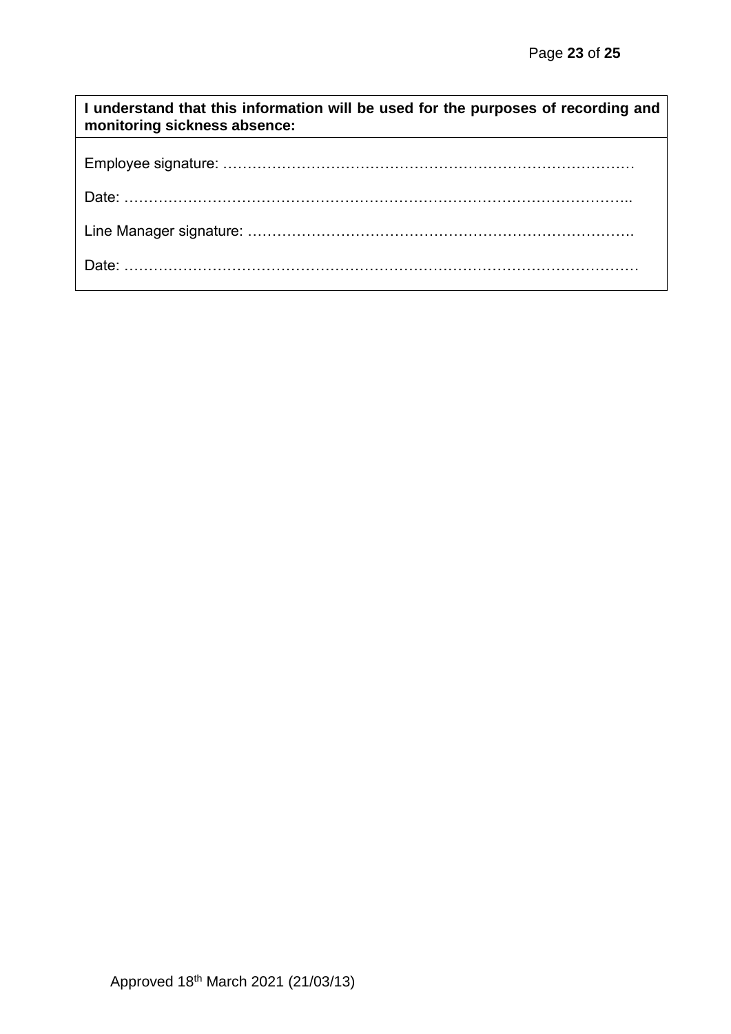| **I understand that this information will be used for the purposes of recording and monitoring sickness absence:** |
|---|
| Employee signature: ………………………………………………………………………… |
| Date: …………………………………………………………………………………….. |
| Line Manager signature: ………………………………………………………………… |
| Date: ……………………………………………………………………………………… |

Approved 18th March 2021 (21/03/13)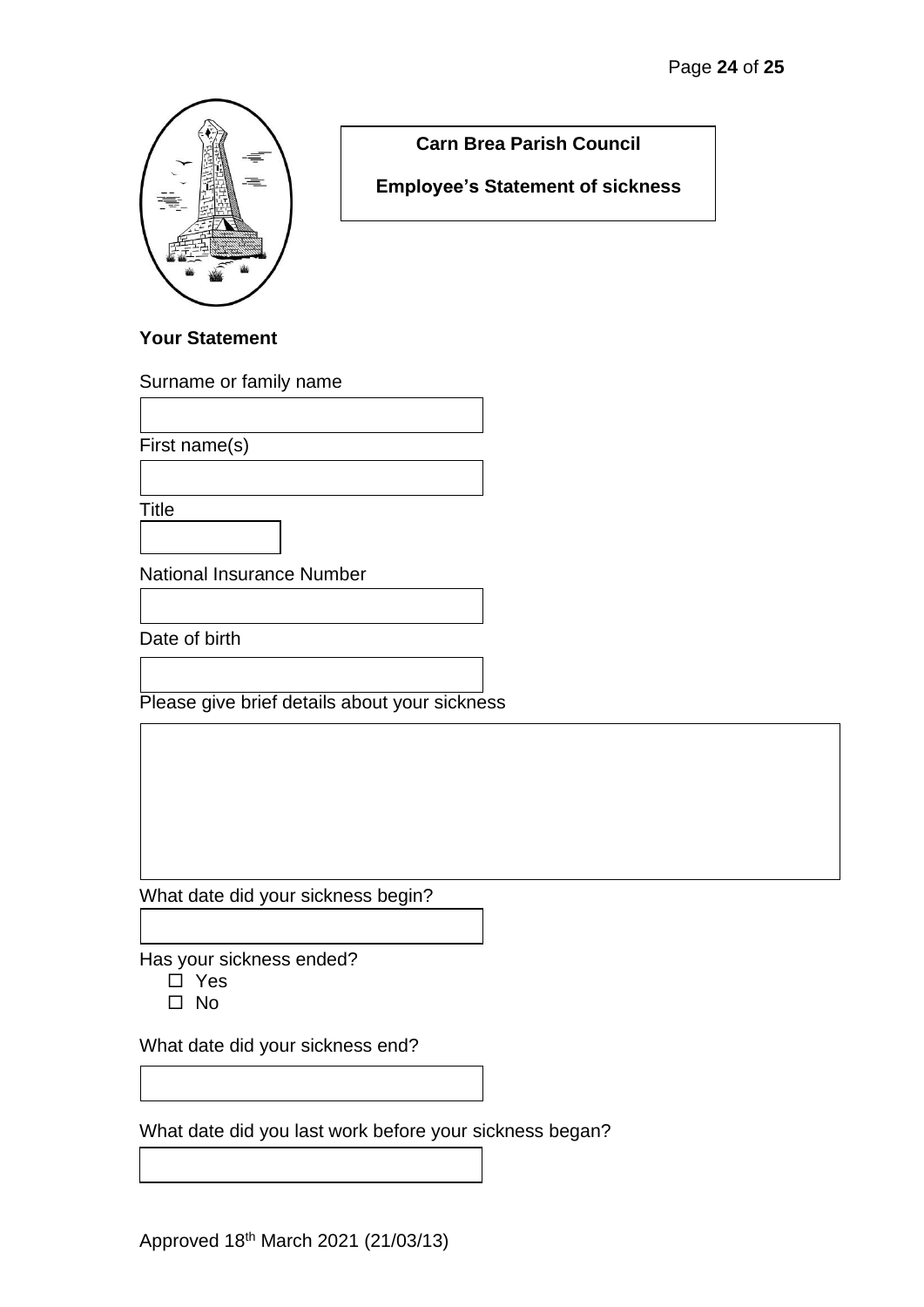**Carn Brea Parish Council**

**Employee's Statement of sickness**

**Your Statement**

Surname or family name

First name(s)

Title

National Insurance Number

Date of birth

Please give brief details about your sickness

What date did your sickness begin?

Has your sickness ended?

- ☐ Yes
- ☐ No

What date did your sickness end?

What date did you last work before your sickness began?

Approved 18th March 2021 (21/03/13)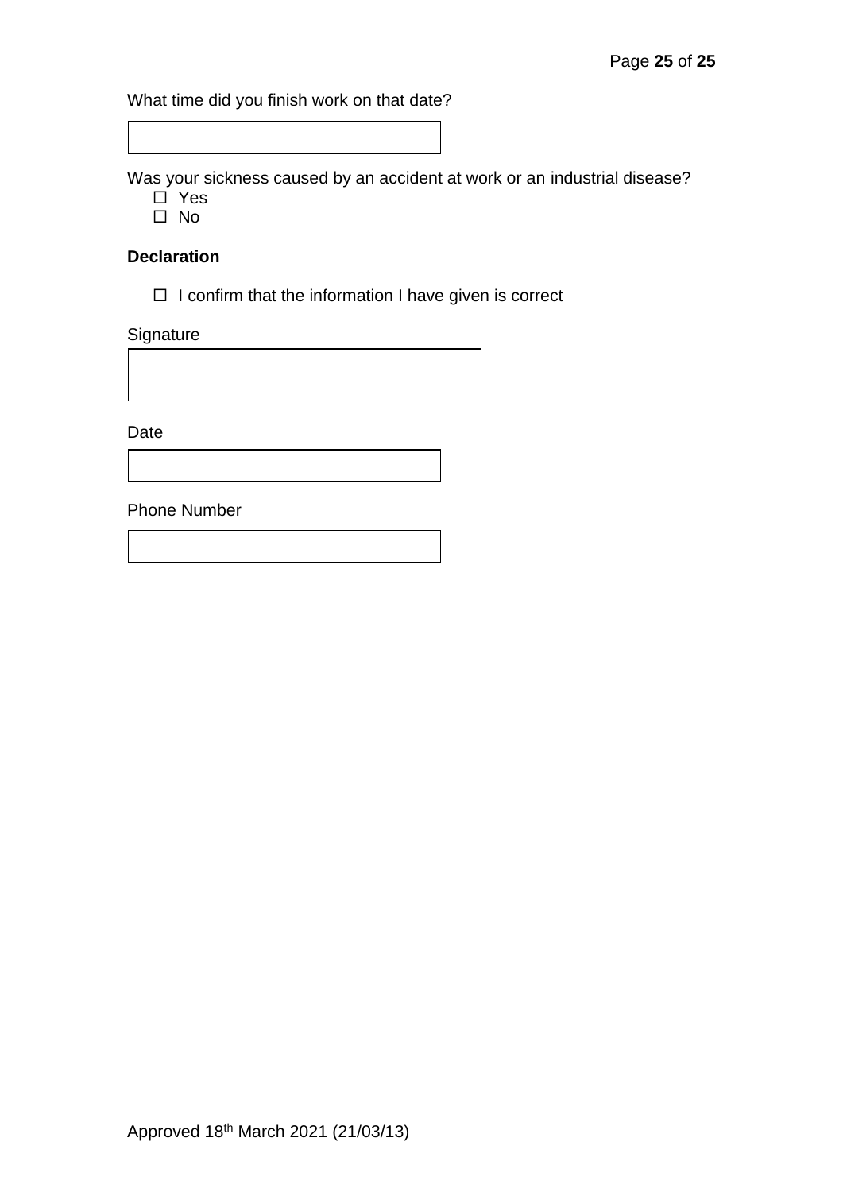What time did you finish work on that date?

Was your sickness caused by an accident at work or an industrial disease?

- ☐ Yes
- ☐ No

**Declaration**

- ☐ I confirm that the information I have given is correct

Signature

Date

Phone Number

Approved 18th March 2021 (21/03/13)